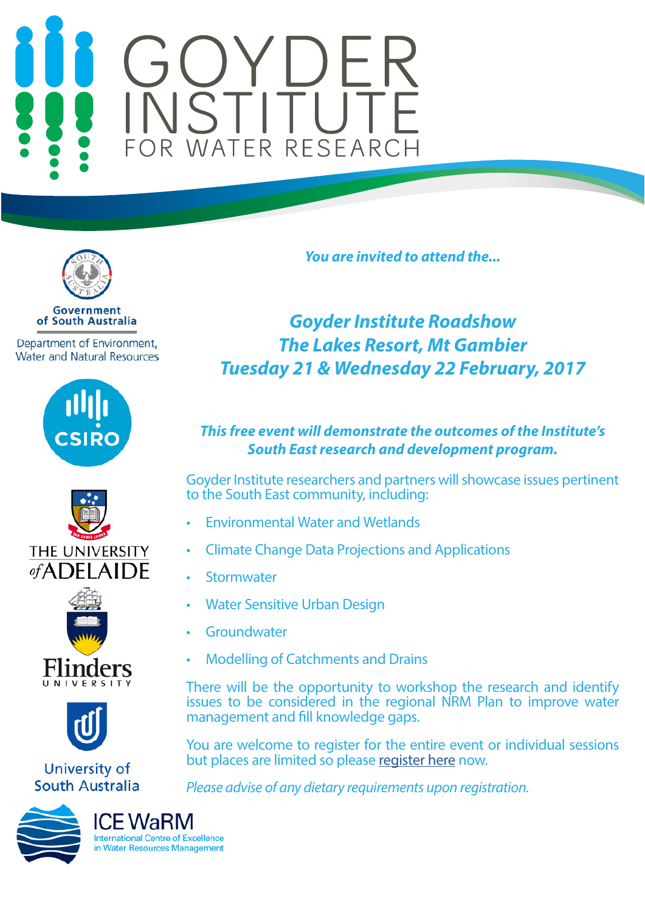# GOYDER INSTITUTE FOR WATER RESEARCH

Government of South Australia

Department of Environment, Water and Natural Resources

CSIRO

THE UNIVERSITY of ADELAIDE

Flinders UNIVERSITY

University of South Australia

ICE WaRM International Centre of Excellence in Water Resources Management

*You are invited to attend the...*

## *Goyder Institute Roadshow*
## *The Lakes Resort, Mt Gambier*
## *Tuesday 21 & Wednesday 22 February, 2017*

***This free event will demonstrate the outcomes of the Institute's South East research and development program.***

Goyder Institute researchers and partners will showcase issues pertinent to the South East community, including:

- Environmental Water and Wetlands
- Climate Change Data Projections and Applications
- Stormwater
- Water Sensitive Urban Design
- Groundwater
- Modelling of Catchments and Drains

There will be the opportunity to workshop the research and identify issues to be considered in the regional NRM Plan to improve water management and fill knowledge gaps.

You are welcome to register for the entire event or individual sessions but places are limited so please register here now.

*Please advise of any dietary requirements upon registration.*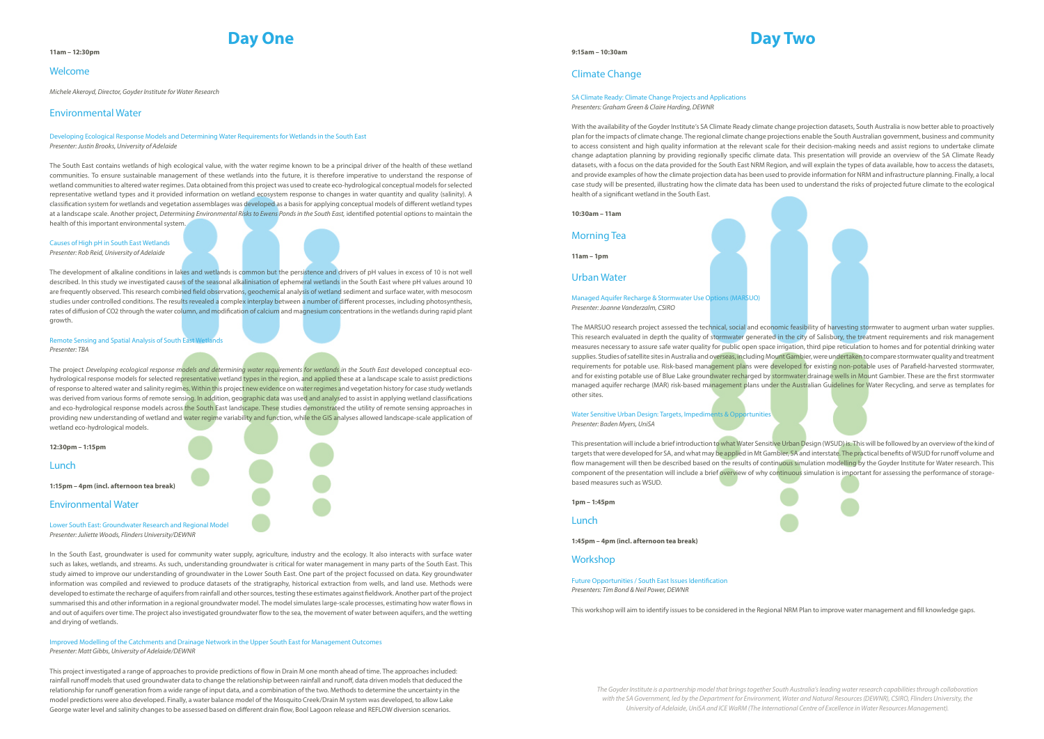# Day One

**11am – 12:30pm**

## Welcome

*Michele Akeroyd, Director, Goyder Institute for Water Research*

## Environmental Water

### Developing Ecological Response Models and Determining Water Requirements for Wetlands in the South East

*Presenter: Justin Brooks, University of Adelaide*

The South East contains wetlands of high ecological value, with the water regime known to be a principal driver of the health of these wetland communities. To ensure sustainable management of these wetlands into the future, it is therefore imperative to understand the response of wetland communities to altered water regimes. Data obtained from this project was used to create eco-hydrological conceptual models for selected representative wetland types and it provided information on wetland ecosystem response to changes in water quantity and quality (salinity). A classification system for wetlands and vegetation assemblages was developed as a basis for applying conceptual models of different wetland types at a landscape scale. Another project, *Determining Environmental Risks to Ewens Ponds in the South East,* identified potential options to maintain the health of this important environmental system.

### Causes of High pH in South East Wetlands

*Presenter: Rob Reid, University of Adelaide*

The development of alkaline conditions in lakes and wetlands is common but the persistence and drivers of pH values in excess of 10 is not well described. In this study we investigated causes of the seasonal alkalinisation of ephemeral wetlands in the South East where pH values around 10 are frequently observed. This research combined field observations, geochemical analysis of wetland sediment and surface water, with mesocosm studies under controlled conditions. The results revealed a complex interplay between a number of different processes, including photosynthesis, rates of diffusion of CO2 through the water column, and modification of calcium and magnesium concentrations in the wetlands during rapid plant growth.

### Remote Sensing and Spatial Analysis of South East Wetlands

*Presenter: TBA*

The project *Developing ecological response models and determining water requirements for wetlands in the South East* developed conceptual eco-hydrological response models for selected representative wetland types in the region, and applied these at a landscape scale to assist predictions of response to altered water and salinity regimes. Within this project new evidence on water regimes and vegetation history for case study wetlands was derived from various forms of remote sensing. In addition, geographic data was used and analysed to assist in applying wetland classifications and eco-hydrological response models across the South East landscape. These studies demonstrated the utility of remote sensing approaches in providing new understanding of wetland and water regime variability and function, while the GIS analyses allowed landscape-scale application of wetland eco-hydrological models.

**12:30pm – 1:15pm**

## Lunch

**1:15pm – 4pm (incl. afternoon tea break)**

## Environmental Water

### Lower South East: Groundwater Research and Regional Model

*Presenter: Juliette Woods, Flinders University/DEWNR*

In the South East, groundwater is used for community water supply, agriculture, industry and the ecology. It also interacts with surface water such as lakes, wetlands, and streams. As such, understanding groundwater is critical for water management in many parts of the South East. This study aimed to improve our understanding of groundwater in the Lower South East. One part of the project focussed on data. Key groundwater information was compiled and reviewed to produce datasets of the stratigraphy, historical extraction from wells, and land use. Methods were developed to estimate the recharge of aquifers from rainfall and other sources, testing these estimates against fieldwork. Another part of the project summarised this and other information in a regional groundwater model. The model simulates large-scale processes, estimating how water flows in and out of aquifers over time. The project also investigated groundwater flow to the sea, the movement of water between aquifers, and the wetting and drying of wetlands.

### Improved Modelling of the Catchments and Drainage Network in the Upper South East for Management Outcomes

*Presenter: Matt Gibbs, University of Adelaide/DEWNR*

This project investigated a range of approaches to provide predictions of flow in Drain M one month ahead of time. The approaches included: rainfall runoff models that used groundwater data to change the relationship between rainfall and runoff, data driven models that deduced the relationship for runoff generation from a wide range of input data, and a combination of the two. Methods to determine the uncertainty in the model predictions were also developed. Finally, a water balance model of the Mosquito Creek/Drain M system was developed, to allow Lake George water level and salinity changes to be assessed based on different drain flow, Bool Lagoon release and REFLOW diversion scenarios.

# Day Two

**9:15am – 10:30am**

## Climate Change

### SA Climate Ready: Climate Change Projects and Applications

*Presenters: Graham Green & Claire Harding, DEWNR*

With the availability of the Goyder Institute's SA Climate Ready climate change projection datasets, South Australia is now better able to proactively plan for the impacts of climate change. The regional climate change projections enable the South Australian government, business and community to access consistent and high quality information at the relevant scale for their decision-making needs and assist regions to undertake climate change adaptation planning by providing regionally specific climate data. This presentation will provide an overview of the SA Climate Ready datasets, with a focus on the data provided for the South East NRM Region, and will explain the types of data available, how to access the datasets, and provide examples of how the climate projection data has been used to provide information for NRM and infrastructure planning. Finally, a local case study will be presented, illustrating how the climate data has been used to understand the risks of projected future climate to the ecological health of a significant wetland in the South East.

**10:30am – 11am**

## Morning Tea

**11am – 1pm**

## Urban Water

### Managed Aquifer Recharge & Stormwater Use Options (MARSUO)

*Presenter: Joanne Vanderzalm, CSIRO*

The MARSUO research project assessed the technical, social and economic feasibility of harvesting stormwater to augment urban water supplies. This research evaluated in depth the quality of stormwater generated in the city of Salisbury, the treatment requirements and risk management measures necessary to assure safe water quality for public open space irrigation, third pipe reticulation to homes and for potential drinking water supplies. Studies of satellite sites in Australia and overseas, including Mount Gambier, were undertaken to compare stormwater quality and treatment requirements for potable use. Risk-based management plans were developed for existing non-potable uses of Parafield-harvested stormwater, and for existing potable use of Blue Lake groundwater recharged by stormwater drainage wells in Mount Gambier. These are the first stormwater managed aquifer recharge (MAR) risk-based management plans under the Australian Guidelines for Water Recycling, and serve as templates for other sites.

### Water Sensitive Urban Design: Targets, Impediments & Opportunities

*Presenter: Baden Myers, UniSA*

This presentation will include a brief introduction to what Water Sensitive Urban Design (WSUD) is. This will be followed by an overview of the kind of targets that were developed for SA, and what may be applied in Mt Gambier, SA and interstate. The practical benefits of WSUD for runoff volume and flow management will then be described based on the results of continuous simulation modelling by the Goyder Institute for Water research. This component of the presentation will include a brief overview of why continuous simulation is important for assessing the performance of storage-based measures such as WSUD.

**1pm – 1:45pm**

## Lunch

**1:45pm – 4pm (incl. afternoon tea break)**

## Workshop

### Future Opportunities / South East Issues Identification

*Presenters: Tim Bond & Neil Power, DEWNR*

This workshop will aim to identify issues to be considered in the Regional NRM Plan to improve water management and fill knowledge gaps.

*The Goyder Institute is a partnership model that brings together South Australia's leading water research capabilities through collaboration with the SA Government, led by the Department for Environment, Water and Natural Resources (DEWNR), CSIRO, Flinders University, the University of Adelaide, UniSA and ICE WaRM (The International Centre of Excellence in Water Resources Management).*